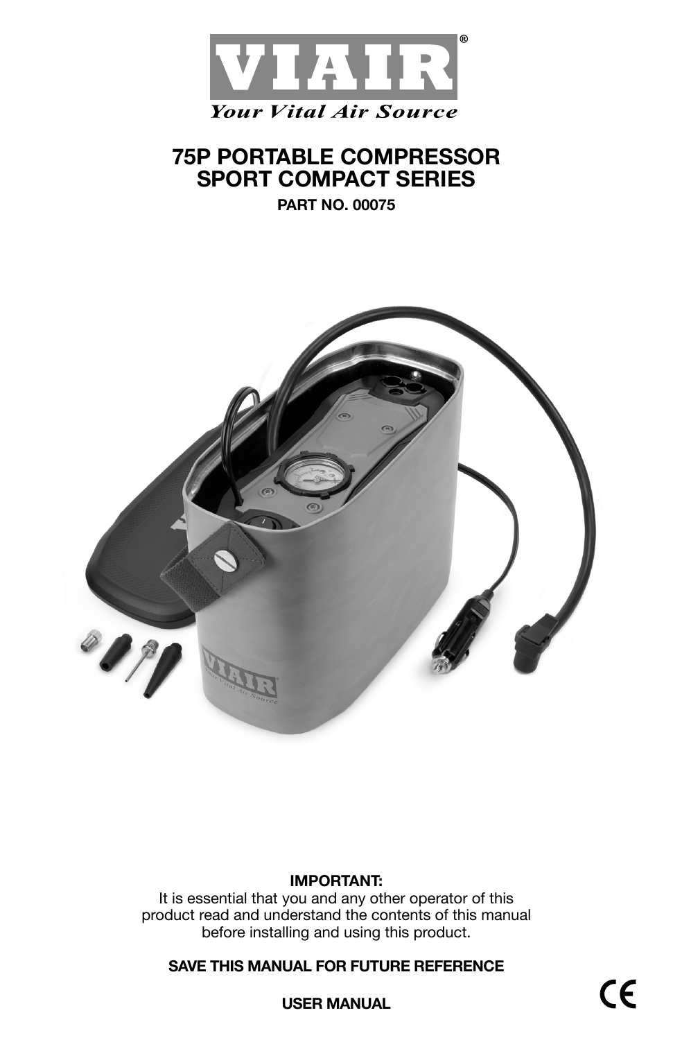# VIAIR®

*Your Vital Air Source*

## 75P PORTABLE COMPRESSOR
## SPORT COMPACT SERIES

**PART NO. 00075**

**IMPORTANT:**

It is essential that you and any other operator of this product read and understand the contents of this manual before installing and using this product.

**SAVE THIS MANUAL FOR FUTURE REFERENCE**

**USER MANUAL**

CE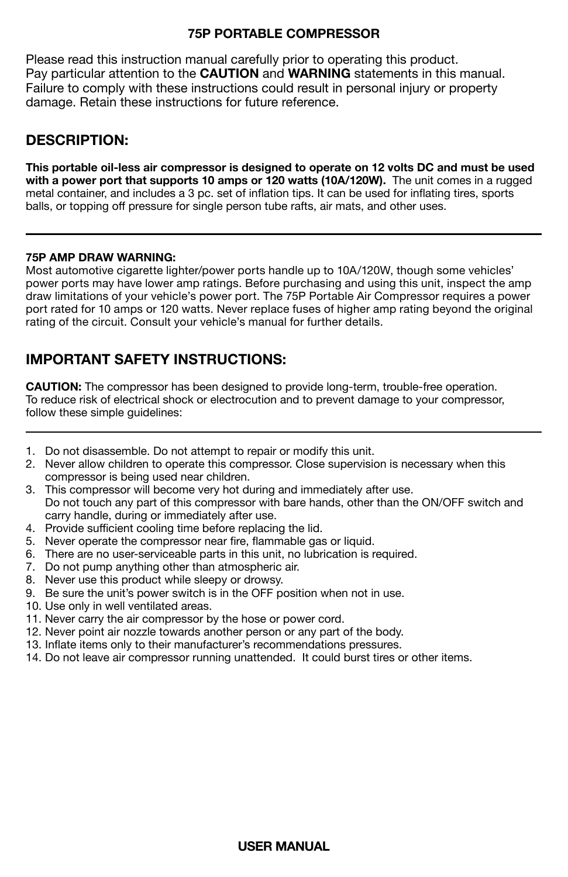# 75P PORTABLE COMPRESSOR

Please read this instruction manual carefully prior to operating this product.
Pay particular attention to the **CAUTION** and **WARNING** statements in this manual.
Failure to comply with these instructions could result in personal injury or property damage. Retain these instructions for future reference.

## DESCRIPTION:

**This portable oil-less air compressor is designed to operate on 12 volts DC and must be used with a power port that supports 10 amps or 120 watts (10A/120W).** The unit comes in a rugged metal container, and includes a 3 pc. set of inflation tips. It can be used for inflating tires, sports balls, or topping off pressure for single person tube rafts, air mats, and other uses.

---

**75P AMP DRAW WARNING:**
Most automotive cigarette lighter/power ports handle up to 10A/120W, though some vehicles' power ports may have lower amp ratings. Before purchasing and using this unit, inspect the amp draw limitations of your vehicle's power port. The 75P Portable Air Compressor requires a power port rated for 10 amps or 120 watts. Never replace fuses of higher amp rating beyond the original rating of the circuit. Consult your vehicle's manual for further details.

## IMPORTANT SAFETY INSTRUCTIONS:

**CAUTION:** The compressor has been designed to provide long-term, trouble-free operation.
To reduce risk of electrical shock or electrocution and to prevent damage to your compressor, follow these simple guidelines:

---

1. Do not disassemble. Do not attempt to repair or modify this unit.
2. Never allow children to operate this compressor. Close supervision is necessary when this compressor is being used near children.
3. This compressor will become very hot during and immediately after use.
   Do not touch any part of this compressor with bare hands, other than the ON/OFF switch and carry handle, during or immediately after use.
4. Provide sufficient cooling time before replacing the lid.
5. Never operate the compressor near fire, flammable gas or liquid.
6. There are no user-serviceable parts in this unit, no lubrication is required.
7. Do not pump anything other than atmospheric air.
8. Never use this product while sleepy or drowsy.
9. Be sure the unit's power switch is in the OFF position when not in use.
10. Use only in well ventilated areas.
11. Never carry the air compressor by the hose or power cord.
12. Never point air nozzle towards another person or any part of the body.
13. Inflate items only to their manufacturer's recommendations pressures.
14. Do not leave air compressor running unattended. It could burst tires or other items.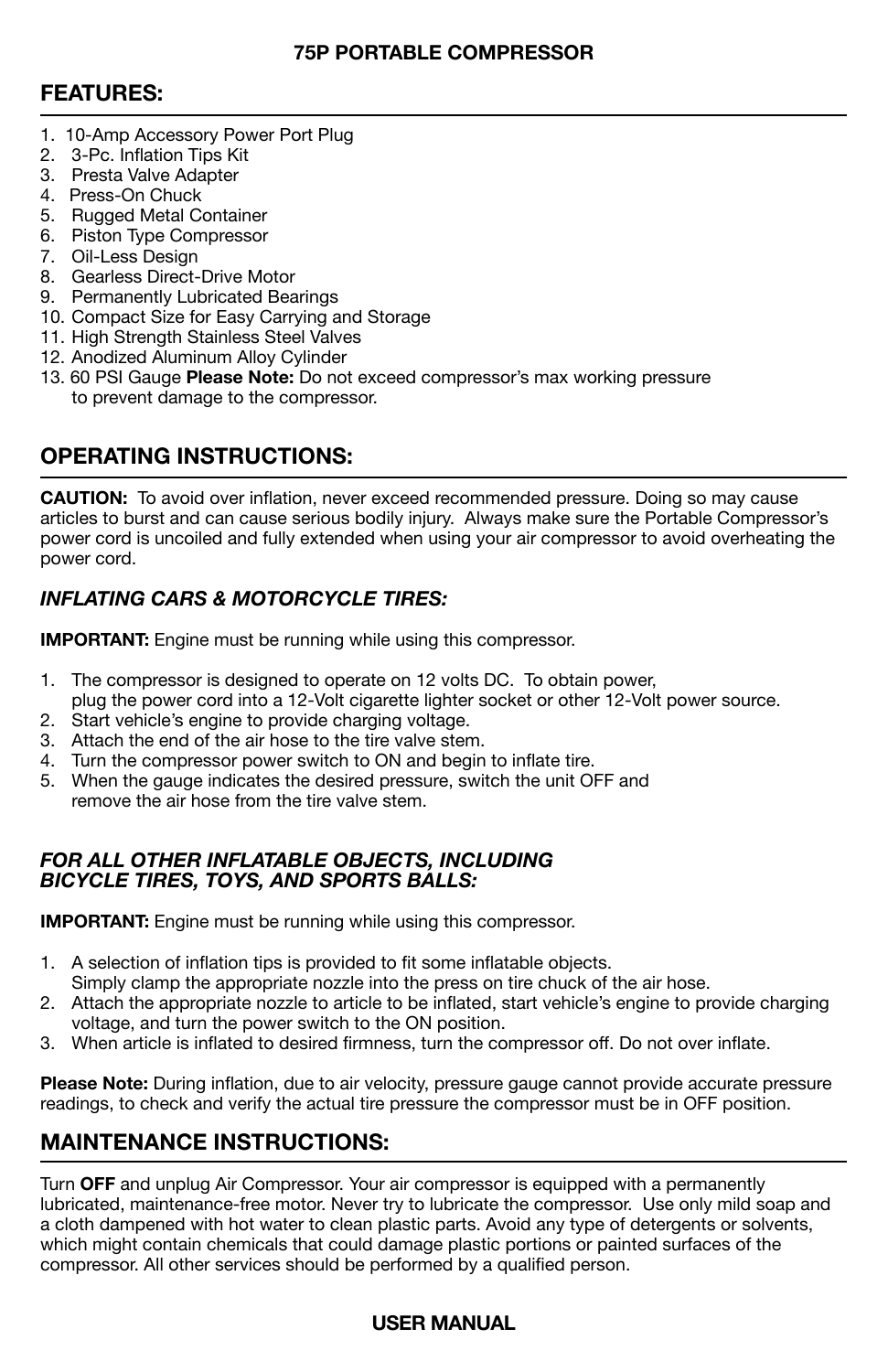# 75P PORTABLE COMPRESSOR

## FEATURES:

1. 10-Amp Accessory Power Port Plug
2. 3-Pc. Inflation Tips Kit
3. Presta Valve Adapter
4. Press-On Chuck
5. Rugged Metal Container
6. Piston Type Compressor
7. Oil-Less Design
8. Gearless Direct-Drive Motor
9. Permanently Lubricated Bearings
10. Compact Size for Easy Carrying and Storage
11. High Strength Stainless Steel Valves
12. Anodized Aluminum Alloy Cylinder
13. 60 PSI Gauge **Please Note:** Do not exceed compressor's max working pressure to prevent damage to the compressor.

## OPERATING INSTRUCTIONS:

**CAUTION:** To avoid over inflation, never exceed recommended pressure. Doing so may cause articles to burst and can cause serious bodily injury. Always make sure the Portable Compressor's power cord is uncoiled and fully extended when using your air compressor to avoid overheating the power cord.

### *INFLATING CARS & MOTORCYCLE TIRES:*

**IMPORTANT:** Engine must be running while using this compressor.

1. The compressor is designed to operate on 12 volts DC. To obtain power, plug the power cord into a 12-Volt cigarette lighter socket or other 12-Volt power source.
2. Start vehicle's engine to provide charging voltage.
3. Attach the end of the air hose to the tire valve stem.
4. Turn the compressor power switch to ON and begin to inflate tire.
5. When the gauge indicates the desired pressure, switch the unit OFF and remove the air hose from the tire valve stem.

### *FOR ALL OTHER INFLATABLE OBJECTS, INCLUDING BICYCLE TIRES, TOYS, AND SPORTS BALLS:*

**IMPORTANT:** Engine must be running while using this compressor.

1. A selection of inflation tips is provided to fit some inflatable objects. Simply clamp the appropriate nozzle into the press on tire chuck of the air hose.
2. Attach the appropriate nozzle to article to be inflated, start vehicle's engine to provide charging voltage, and turn the power switch to the ON position.
3. When article is inflated to desired firmness, turn the compressor off. Do not over inflate.

**Please Note:** During inflation, due to air velocity, pressure gauge cannot provide accurate pressure readings, to check and verify the actual tire pressure the compressor must be in OFF position.

## MAINTENANCE INSTRUCTIONS:

Turn **OFF** and unplug Air Compressor. Your air compressor is equipped with a permanently lubricated, maintenance-free motor. Never try to lubricate the compressor. Use only mild soap and a cloth dampened with hot water to clean plastic parts. Avoid any type of detergents or solvents, which might contain chemicals that could damage plastic portions or painted surfaces of the compressor. All other services should be performed by a qualified person.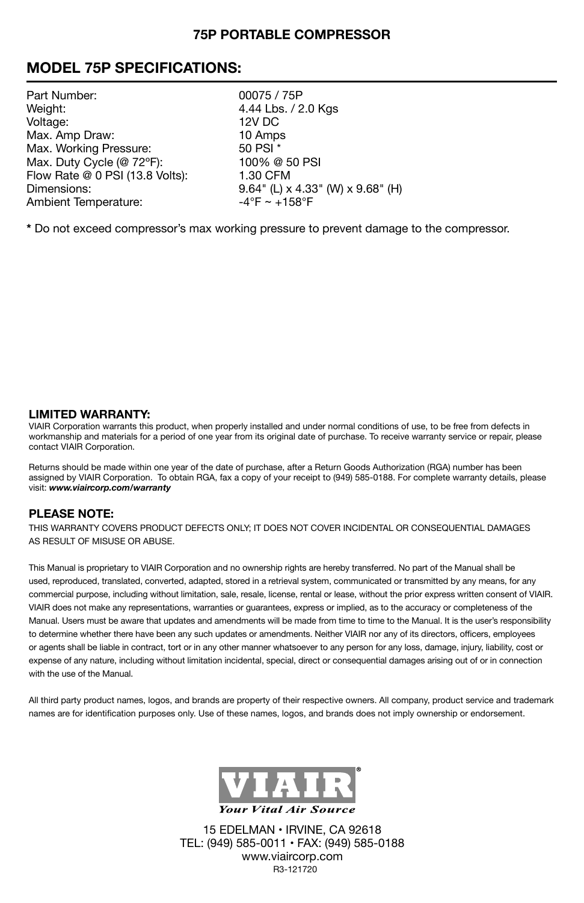## 75P PORTABLE COMPRESSOR

# MODEL 75P SPECIFICATIONS:

| | |
|---|---|
| Part Number: | 00075 / 75P |
| Weight: | 4.44 Lbs. / 2.0 Kgs |
| Voltage: | 12V DC |
| Max. Amp Draw: | 10 Amps |
| Max. Working Pressure: | 50 PSI * |
| Max. Duty Cycle (@ 72ºF): | 100% @ 50 PSI |
| Flow Rate @ 0 PSI (13.8 Volts): | 1.30 CFM |
| Dimensions: | 9.64" (L) x 4.33" (W) x 9.68" (H) |
| Ambient Temperature: | -4°F ~ +158°F |

**\*** Do not exceed compressor's max working pressure to prevent damage to the compressor.

**LIMITED WARRANTY:**

VIAIR Corporation warrants this product, when properly installed and under normal conditions of use, to be free from defects in workmanship and materials for a period of one year from its original date of purchase. To receive warranty service or repair, please contact VIAIR Corporation.

Returns should be made within one year of the date of purchase, after a Return Goods Authorization (RGA) number has been assigned by VIAIR Corporation. To obtain RGA, fax a copy of your receipt to (949) 585-0188. For complete warranty details, please visit: ***www.viaircorp.com/warranty***

**PLEASE NOTE:**

THIS WARRANTY COVERS PRODUCT DEFECTS ONLY; IT DOES NOT COVER INCIDENTAL OR CONSEQUENTIAL DAMAGES AS RESULT OF MISUSE OR ABUSE.

This Manual is proprietary to VIAIR Corporation and no ownership rights are hereby transferred. No part of the Manual shall be used, reproduced, translated, converted, adapted, stored in a retrieval system, communicated or transmitted by any means, for any commercial purpose, including without limitation, sale, resale, license, rental or lease, without the prior express written consent of VIAIR. VIAIR does not make any representations, warranties or guarantees, express or implied, as to the accuracy or completeness of the Manual. Users must be aware that updates and amendments will be made from time to time to the Manual. It is the user's responsibility to determine whether there have been any such updates or amendments. Neither VIAIR nor any of its directors, officers, employees or agents shall be liable in contract, tort or in any other manner whatsoever to any person for any loss, damage, injury, liability, cost or expense of any nature, including without limitation incidental, special, direct or consequential damages arising out of or in connection with the use of the Manual.

All third party product names, logos, and brands are property of their respective owners. All company, product service and trademark names are for identification purposes only. Use of these names, logos, and brands does not imply ownership or endorsement.

VIAIR®

*Your Vital Air Source*

15 EDELMAN • IRVINE, CA 92618
TEL: (949) 585-0011 • FAX: (949) 585-0188
www.viaircorp.com

R3-121720